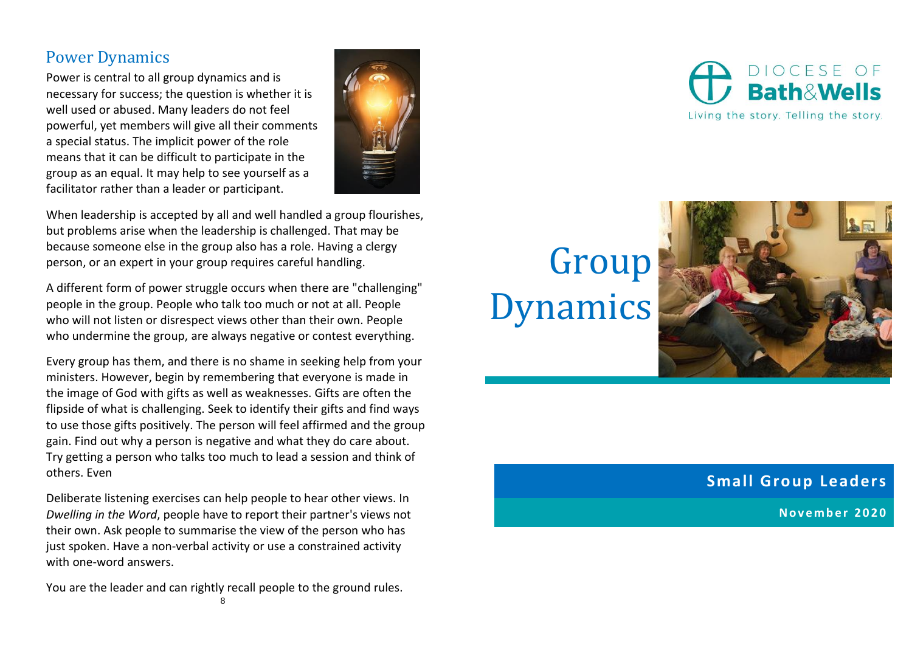## Power Dynamics

Power is central to all group dynamics and is necessary for success; the question is whether it is well used or abused. Many leaders do not feel powerful, yet members will give all their comments a special status. The implicit power of the role means that it can be difficult to participate in the group as an equal. It may help to see yourself as a facilitator rather than a leader or participant.

When leadership is accepted by all and well handled a group flourishes, but problems arise when the leadership is challenged. That may be because someone else in the group also has a role. Having a clergy person, or an expert in your group requires careful handling.

A different form of power struggle occurs when there are "challenging" people in the group. People who talk too much or not at all. People who will not listen or disrespect views other than their own. People who undermine the group, are always negative or contest everything.

Every group has them, and there is no shame in seeking help from your ministers. However, begin by remembering that everyone is made in the image of God with gifts as well as weaknesses. Gifts are often the flipside of what is challenging. Seek to identify their gifts and find ways to use those gifts positively. The person will feel affirmed and the group gain. Find out why a person is negative and what they do care about. Try getting a person who talks too much to lead a session and think of others. Even

Deliberate listening exercises can help people to hear other views. In *Dwelling in the Word*, people have to report their partner's views not their own. Ask people to summarise the view of the person who has just spoken. Have a non-verbal activity or use a constrained activity with one-word answers.

You are the leader and can rightly recall people to the ground rules.

DIOCESE OF **Bath&Wells**

Living the story. Telling the story.

# Group Dynamics

**Small Group Leaders**

**November 2020**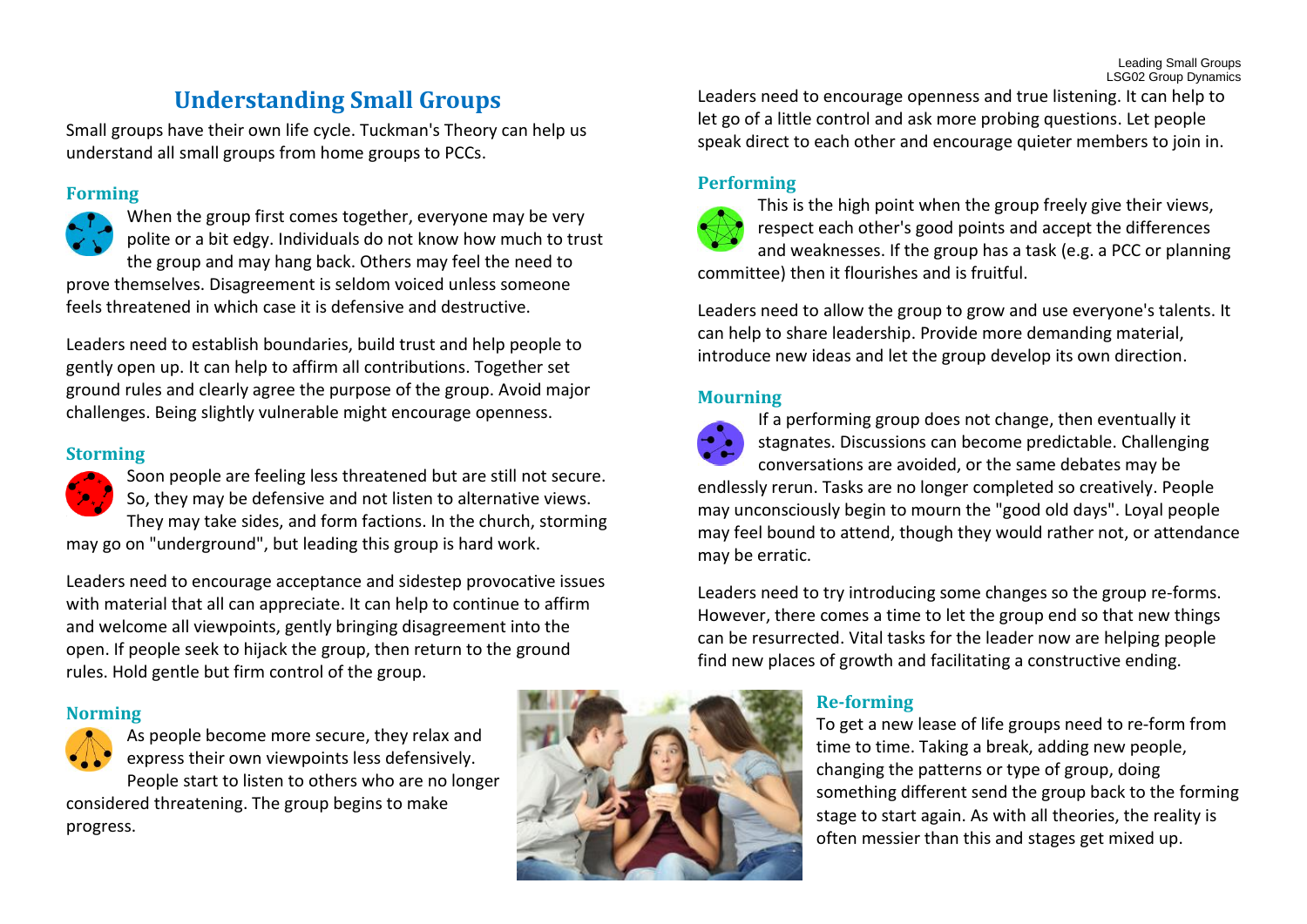# Understanding Small Groups

Small groups have their own life cycle. Tuckman's Theory can help us understand all small groups from home groups to PCCs.

## Forming

When the group first comes together, everyone may be very polite or a bit edgy. Individuals do not know how much to trust the group and may hang back. Others may feel the need to prove themselves. Disagreement is seldom voiced unless someone feels threatened in which case it is defensive and destructive.

Leaders need to establish boundaries, build trust and help people to gently open up. It can help to affirm all contributions. Together set ground rules and clearly agree the purpose of the group. Avoid major challenges. Being slightly vulnerable might encourage openness.

## Storming

Soon people are feeling less threatened but are still not secure. So, they may be defensive and not listen to alternative views. They may take sides, and form factions. In the church, storming may go on "underground", but leading this group is hard work.

Leaders need to encourage acceptance and sidestep provocative issues with material that all can appreciate. It can help to continue to affirm and welcome all viewpoints, gently bringing disagreement into the open. If people seek to hijack the group, then return to the ground rules. Hold gentle but firm control of the group.

## Norming

As people become more secure, they relax and express their own viewpoints less defensively. People start to listen to others who are no longer considered threatening. The group begins to make progress.

Leaders need to encourage openness and true listening. It can help to let go of a little control and ask more probing questions. Let people speak direct to each other and encourage quieter members to join in.

## Performing

This is the high point when the group freely give their views, respect each other's good points and accept the differences and weaknesses. If the group has a task (e.g. a PCC or planning committee) then it flourishes and is fruitful.

Leaders need to allow the group to grow and use everyone's talents. It can help to share leadership. Provide more demanding material, introduce new ideas and let the group develop its own direction.

## Mourning

If a performing group does not change, then eventually it stagnates. Discussions can become predictable. Challenging conversations are avoided, or the same debates may be endlessly rerun. Tasks are no longer completed so creatively. People may unconsciously begin to mourn the "good old days". Loyal people may feel bound to attend, though they would rather not, or attendance may be erratic.

Leaders need to try introducing some changes so the group re-forms. However, there comes a time to let the group end so that new things can be resurrected. Vital tasks for the leader now are helping people find new places of growth and facilitating a constructive ending.

## Re-forming

To get a new lease of life groups need to re-form from time to time. Taking a break, adding new people, changing the patterns or type of group, doing something different send the group back to the forming stage to start again. As with all theories, the reality is often messier than this and stages get mixed up.